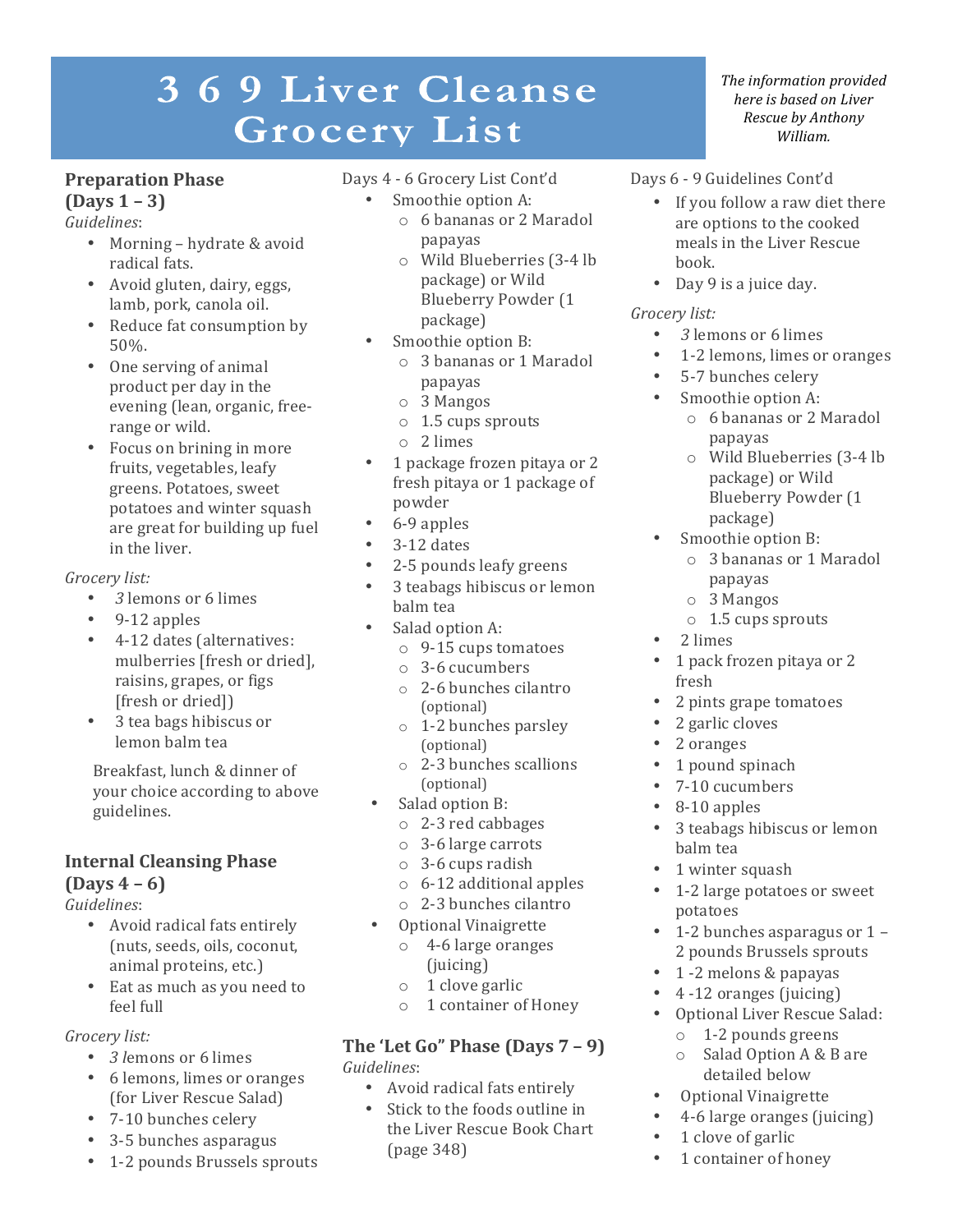# 3 6 9 Liver Cleanse Grocery List

*The information provided here is based on Liver Rescue by Anthony William.*

## Preparation Phase (Days 1 – 3)

*Guidelines*:

- Morning – hydrate & avoid radical fats.
- Avoid gluten, dairy, eggs, lamb, pork, canola oil.
- Reduce fat consumption by 50%.
- One serving of animal product per day in the evening (lean, organic, free-range or wild.
- Focus on brining in more fruits, vegetables, leafy greens. Potatoes, sweet potatoes and winter squash are great for building up fuel in the liver.

*Grocery list:*

- *3 l*emons or 6 limes
- 9-12 apples
- 4-12 dates (alternatives: mulberries [fresh or dried], raisins, grapes, or figs [fresh or dried])
- 3 tea bags hibiscus or lemon balm tea

Breakfast, lunch & dinner of your choice according to above guidelines.

## Internal Cleansing Phase (Days 4 – 6)

*Guidelines*:

- Avoid radical fats entirely (nuts, seeds, oils, coconut, animal proteins, etc.)
- Eat as much as you need to feel full

*Grocery list:*

- *3 l*emons or 6 limes
- 6 lemons, limes or oranges (for Liver Rescue Salad)
- 7-10 bunches celery
- 3-5 bunches asparagus
- 1-2 pounds Brussels sprouts

Days 4 - 6 Grocery List Cont'd

- Smoothie option A:
  - 6 bananas or 2 Maradol papayas
  - Wild Blueberries (3-4 lb package) or Wild Blueberry Powder (1 package)
- Smoothie option B:
  - 3 bananas or 1 Maradol papayas
  - 3 Mangos
  - 1.5 cups sprouts
  - 2 limes
- 1 package frozen pitaya or 2 fresh pitaya or 1 package of powder
- 6-9 apples
- 3-12 dates
- 2-5 pounds leafy greens
- 3 teabags hibiscus or lemon balm tea
- Salad option A:
  - 9-15 cups tomatoes
  - 3-6 cucumbers
  - 2-6 bunches cilantro (optional)
  - 1-2 bunches parsley (optional)
  - 2-3 bunches scallions (optional)
- Salad option B:
  - 2-3 red cabbages
  - 3-6 large carrots
  - 3-6 cups radish
  - 6-12 additional apples
  - 2-3 bunches cilantro
- Optional Vinaigrette
  - 4-6 large oranges (juicing)
  - 1 clove garlic
  - 1 container of Honey

## The 'Let Go" Phase (Days 7 – 9)

*Guidelines*:

- Avoid radical fats entirely
- Stick to the foods outline in the Liver Rescue Book Chart (page 348)

Days 6 - 9 Guidelines Cont'd

- If you follow a raw diet there are options to the cooked meals in the Liver Rescue book.
- Day 9 is a juice day.

*Grocery list:*

- *3* lemons or 6 limes
- 1-2 lemons, limes or oranges
- 5-7 bunches celery
- Smoothie option A:
  - 6 bananas or 2 Maradol papayas
  - Wild Blueberries (3-4 lb package) or Wild Blueberry Powder (1 package)
- Smoothie option B:
  - 3 bananas or 1 Maradol papayas
  - 3 Mangos
  - 1.5 cups sprouts
- 2 limes
- 1 pack frozen pitaya or 2 fresh
- 2 pints grape tomatoes
- 2 garlic cloves
- 2 oranges
- 1 pound spinach
- 7-10 cucumbers
- 8-10 apples
- 3 teabags hibiscus or lemon balm tea
- 1 winter squash
- 1-2 large potatoes or sweet potatoes
- 1-2 bunches asparagus or 1 – 2 pounds Brussels sprouts
- 1 -2 melons & papayas
- 4 -12 oranges (juicing)
- Optional Liver Rescue Salad:
  - 1-2 pounds greens
  - Salad Option A & B are detailed below
- Optional Vinaigrette
- 4-6 large oranges (juicing)
- 1 clove of garlic
- 1 container of honey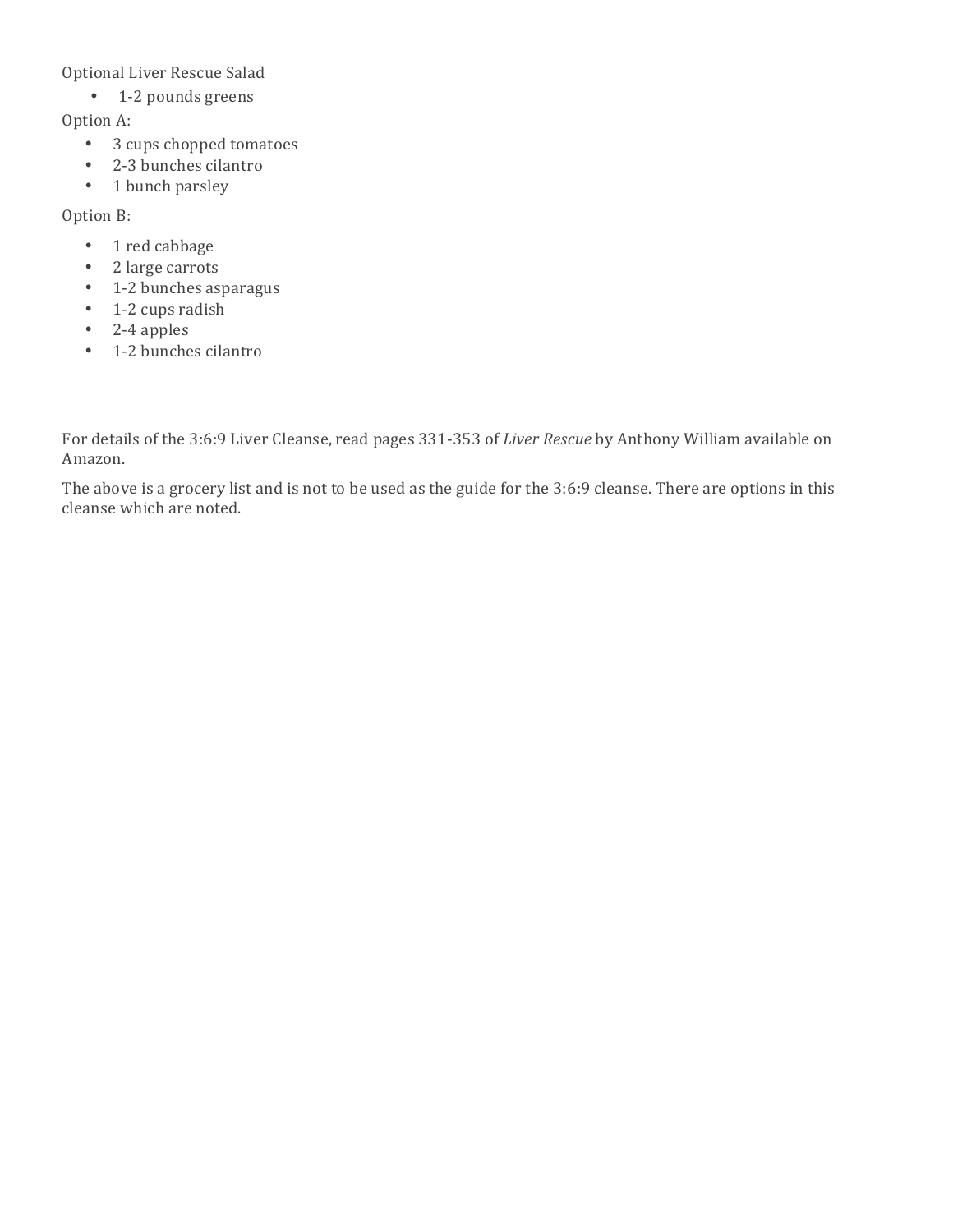Optional Liver Rescue Salad

- 1-2 pounds greens

Option A:

- 3 cups chopped tomatoes
- 2-3 bunches cilantro
- 1 bunch parsley

Option B:

- 1 red cabbage
- 2 large carrots
- 1-2 bunches asparagus
- 1-2 cups radish
- 2-4 apples
- 1-2 bunches cilantro

For details of the 3:6:9 Liver Cleanse, read pages 331-353 of *Liver Rescue* by Anthony William available on Amazon.

The above is a grocery list and is not to be used as the guide for the 3:6:9 cleanse. There are options in this cleanse which are noted.